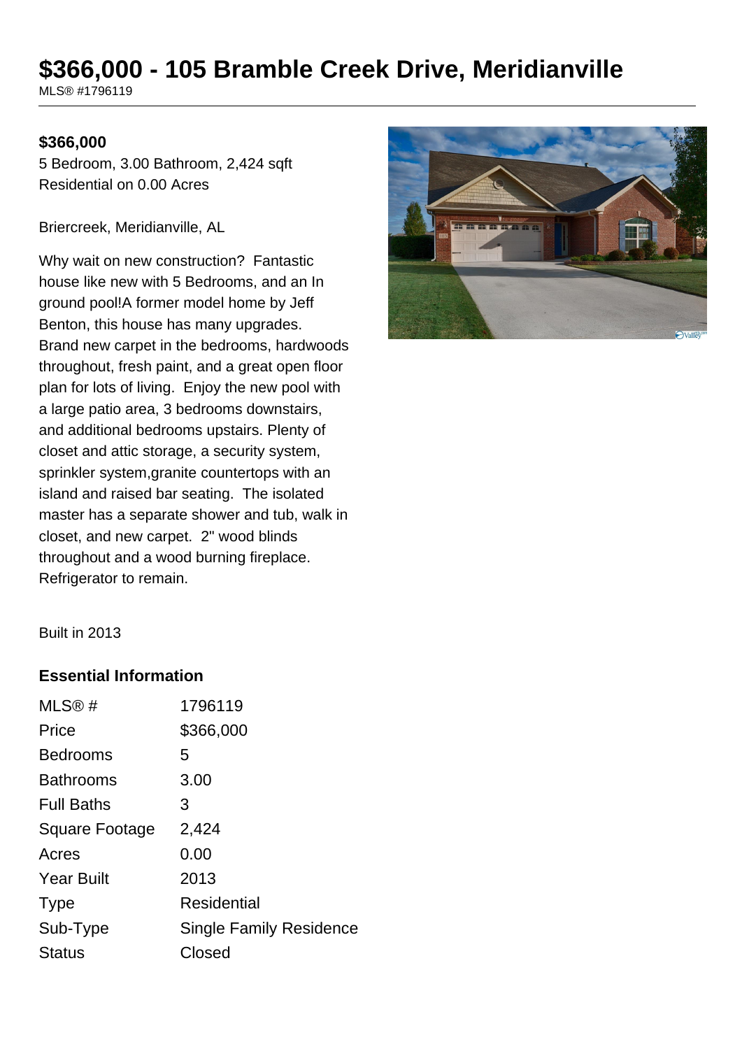# $366,000 - 105 Bramble Creek Drive, Meridianville

MLS® #1796119

**$366,000**

5 Bedroom, 3.00 Bathroom, 2,424 sqft
Residential on 0.00 Acres

Briercreek, Meridianville, AL

Why wait on new construction? Fantastic house like new with 5 Bedrooms, and an In ground pool!A former model home by Jeff Benton, this house has many upgrades. Brand new carpet in the bedrooms, hardwoods throughout, fresh paint, and a great open floor plan for lots of living. Enjoy the new pool with a large patio area, 3 bedrooms downstairs, and additional bedrooms upstairs. Plenty of closet and attic storage, a security system, sprinkler system,granite countertops with an island and raised bar seating. The isolated master has a separate shower and tub, walk in closet, and new carpet. 2" wood blinds throughout and a wood burning fireplace. Refrigerator to remain.

Built in 2013

## Essential Information

| | |
|---|---|
| MLS® # | 1796119 |
| Price | $366,000 |
| Bedrooms | 5 |
| Bathrooms | 3.00 |
| Full Baths | 3 |
| Square Footage | 2,424 |
| Acres | 0.00 |
| Year Built | 2013 |
| Type | Residential |
| Sub-Type | Single Family Residence |
| Status | Closed |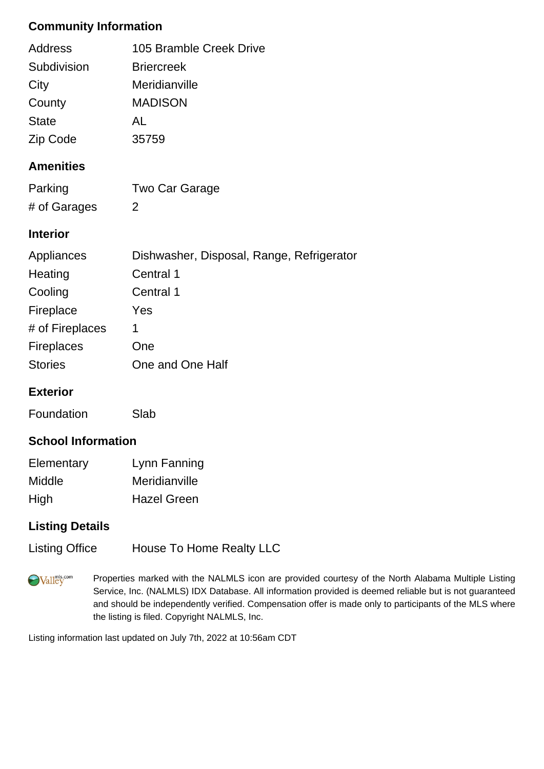## Community Information

| | |
|---|---|
| Address | 105 Bramble Creek Drive |
| Subdivision | Briercreek |
| City | Meridianville |
| County | MADISON |
| State | AL |
| Zip Code | 35759 |

## Amenities

| | |
|---|---|
| Parking | Two Car Garage |
| # of Garages | 2 |

## Interior

| | |
|---|---|
| Appliances | Dishwasher, Disposal, Range, Refrigerator |
| Heating | Central 1 |
| Cooling | Central 1 |
| Fireplace | Yes |
| # of Fireplaces | 1 |
| Fireplaces | One |
| Stories | One and One Half |

## Exterior

| | |
|---|---|
| Foundation | Slab |

## School Information

| | |
|---|---|
| Elementary | Lynn Fanning |
| Middle | Meridianville |
| High | Hazel Green |

## Listing Details

| | |
|---|---|
| Listing Office | House To Home Realty LLC |

Properties marked with the NALMLS icon are provided courtesy of the North Alabama Multiple Listing Service, Inc. (NALMLS) IDX Database. All information provided is deemed reliable but is not guaranteed and should be independently verified. Compensation offer is made only to participants of the MLS where the listing is filed. Copyright NALMLS, Inc.

Listing information last updated on July 7th, 2022 at 10:56am CDT